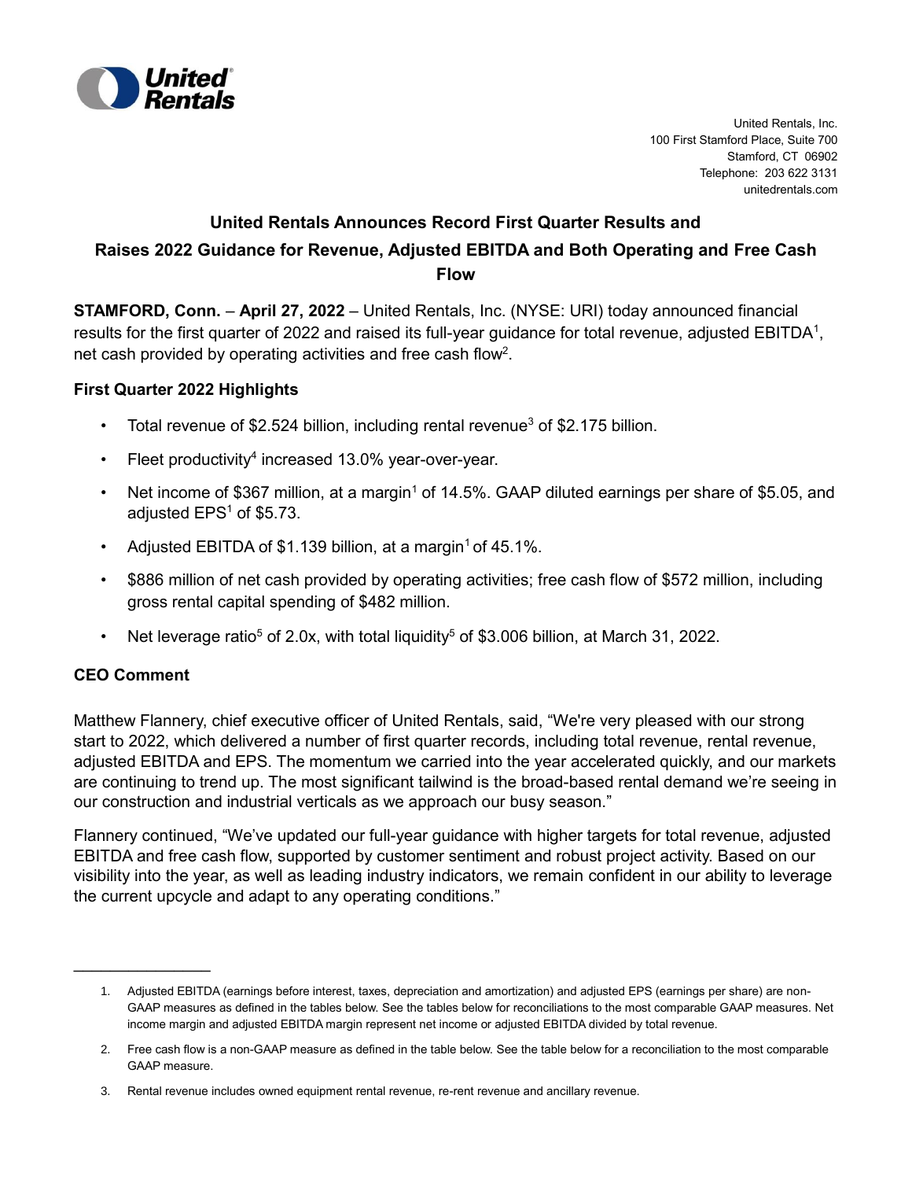United Rentals, Inc.
100 First Stamford Place, Suite 700
Stamford, CT 06902
Telephone: 203 622 3131
unitedrentals.com

# United Rentals Announces Record First Quarter Results and Raises 2022 Guidance for Revenue, Adjusted EBITDA and Both Operating and Free Cash Flow

**STAMFORD, Conn.** – **April 27, 2022** – United Rentals, Inc. (NYSE: URI) today announced financial results for the first quarter of 2022 and raised its full-year guidance for total revenue, adjusted EBITDA[1], net cash provided by operating activities and free cash flow[2].

## First Quarter 2022 Highlights

- Total revenue of $2.524 billion, including rental revenue[3] of $2.175 billion.
- Fleet productivity[4] increased 13.0% year-over-year.
- Net income of $367 million, at a margin[1] of 14.5%. GAAP diluted earnings per share of $5.05, and adjusted EPS[1] of $5.73.
- Adjusted EBITDA of $1.139 billion, at a margin[1] of 45.1%.
- $886 million of net cash provided by operating activities; free cash flow of $572 million, including gross rental capital spending of $482 million.
- Net leverage ratio[5] of 2.0x, with total liquidity[5] of $3.006 billion, at March 31, 2022.

## CEO Comment

Matthew Flannery, chief executive officer of United Rentals, said, "We're very pleased with our strong start to 2022, which delivered a number of first quarter records, including total revenue, rental revenue, adjusted EBITDA and EPS. The momentum we carried into the year accelerated quickly, and our markets are continuing to trend up. The most significant tailwind is the broad-based rental demand we're seeing in our construction and industrial verticals as we approach our busy season."

Flannery continued, "We've updated our full-year guidance with higher targets for total revenue, adjusted EBITDA and free cash flow, supported by customer sentiment and robust project activity. Based on our visibility into the year, as well as leading industry indicators, we remain confident in our ability to leverage the current upcycle and adapt to any operating conditions."

---

1. Adjusted EBITDA (earnings before interest, taxes, depreciation and amortization) and adjusted EPS (earnings per share) are non-GAAP measures as defined in the tables below. See the tables below for reconciliations to the most comparable GAAP measures. Net income margin and adjusted EBITDA margin represent net income or adjusted EBITDA divided by total revenue.
2. Free cash flow is a non-GAAP measure as defined in the table below. See the table below for a reconciliation to the most comparable GAAP measure.
3. Rental revenue includes owned equipment rental revenue, re-rent revenue and ancillary revenue.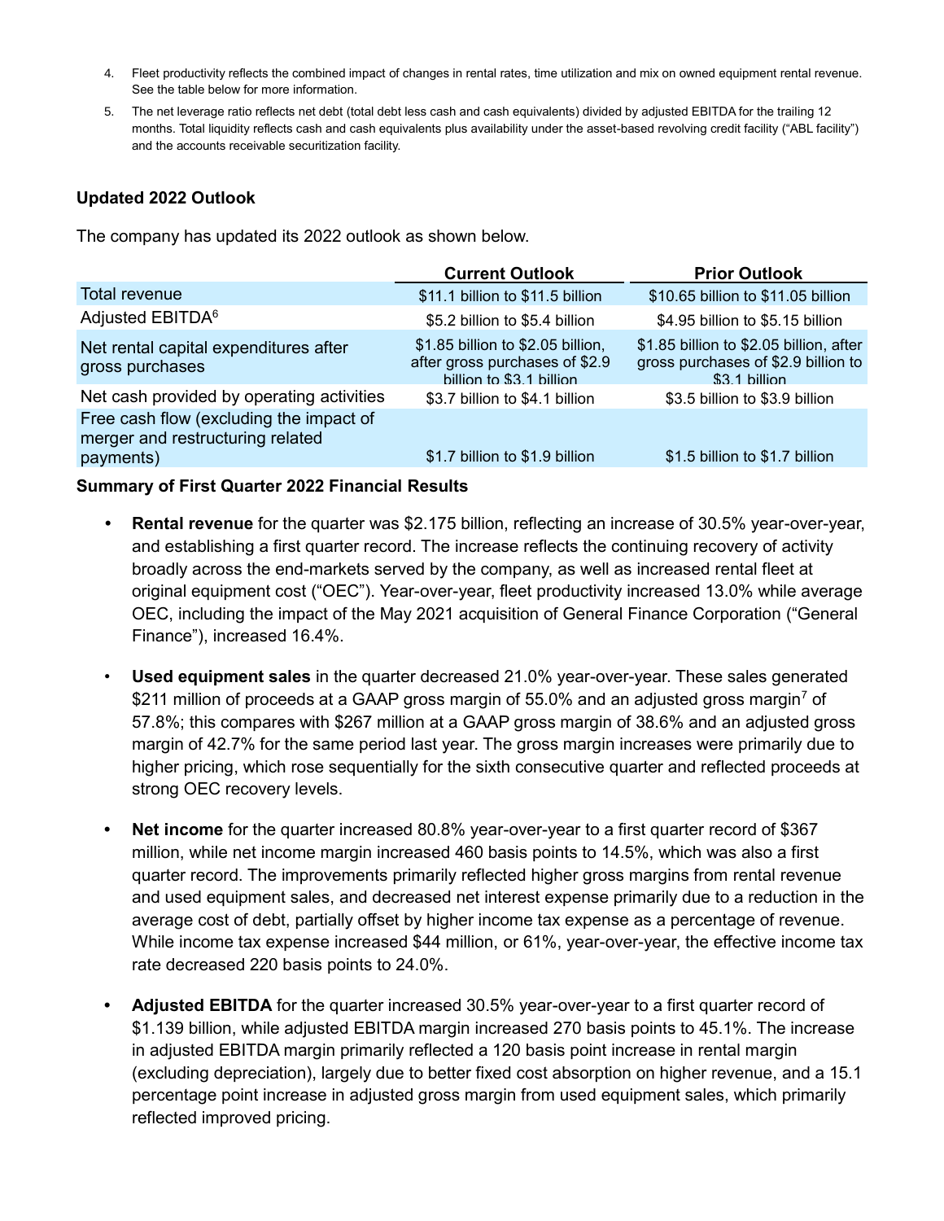4. Fleet productivity reflects the combined impact of changes in rental rates, time utilization and mix on owned equipment rental revenue. See the table below for more information.

5. The net leverage ratio reflects net debt (total debt less cash and cash equivalents) divided by adjusted EBITDA for the trailing 12 months. Total liquidity reflects cash and cash equivalents plus availability under the asset-based revolving credit facility ("ABL facility") and the accounts receivable securitization facility.

## Updated 2022 Outlook

The company has updated its 2022 outlook as shown below.

| | Current Outlook | Prior Outlook |
|---|---|---|
| Total revenue | \$11.1 billion to \$11.5 billion | \$10.65 billion to \$11.05 billion |
| Adjusted EBITDA[6] | \$5.2 billion to \$5.4 billion | \$4.95 billion to \$5.15 billion |
| Net rental capital expenditures after gross purchases | \$1.85 billion to \$2.05 billion, after gross purchases of \$2.9 billion to \$3.1 billion | \$1.85 billion to \$2.05 billion, after gross purchases of \$2.9 billion to \$3.1 billion |
| Net cash provided by operating activities | \$3.7 billion to \$4.1 billion | \$3.5 billion to \$3.9 billion |
| Free cash flow (excluding the impact of merger and restructuring related payments) | \$1.7 billion to \$1.9 billion | \$1.5 billion to \$1.7 billion |

## Summary of First Quarter 2022 Financial Results

- **Rental revenue** for the quarter was \$2.175 billion, reflecting an increase of 30.5% year-over-year, and establishing a first quarter record. The increase reflects the continuing recovery of activity broadly across the end-markets served by the company, as well as increased rental fleet at original equipment cost ("OEC"). Year-over-year, fleet productivity increased 13.0% while average OEC, including the impact of the May 2021 acquisition of General Finance Corporation ("General Finance"), increased 16.4%.

- **Used equipment sales** in the quarter decreased 21.0% year-over-year. These sales generated \$211 million of proceeds at a GAAP gross margin of 55.0% and an adjusted gross margin[7] of 57.8%; this compares with \$267 million at a GAAP gross margin of 38.6% and an adjusted gross margin of 42.7% for the same period last year. The gross margin increases were primarily due to higher pricing, which rose sequentially for the sixth consecutive quarter and reflected proceeds at strong OEC recovery levels.

- **Net income** for the quarter increased 80.8% year-over-year to a first quarter record of \$367 million, while net income margin increased 460 basis points to 14.5%, which was also a first quarter record. The improvements primarily reflected higher gross margins from rental revenue and used equipment sales, and decreased net interest expense primarily due to a reduction in the average cost of debt, partially offset by higher income tax expense as a percentage of revenue. While income tax expense increased \$44 million, or 61%, year-over-year, the effective income tax rate decreased 220 basis points to 24.0%.

- **Adjusted EBITDA** for the quarter increased 30.5% year-over-year to a first quarter record of \$1.139 billion, while adjusted EBITDA margin increased 270 basis points to 45.1%. The increase in adjusted EBITDA margin primarily reflected a 120 basis point increase in rental margin (excluding depreciation), largely due to better fixed cost absorption on higher revenue, and a 15.1 percentage point increase in adjusted gross margin from used equipment sales, which primarily reflected improved pricing.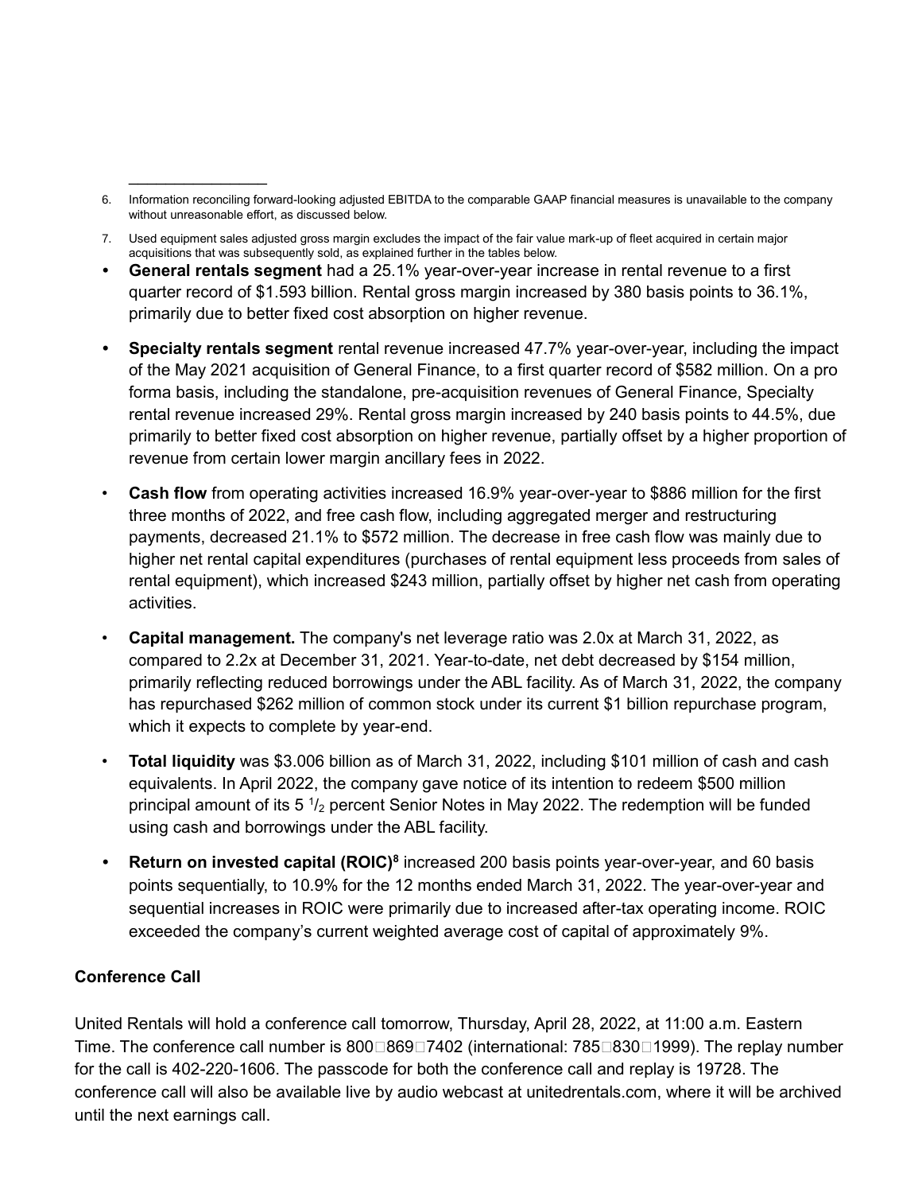---

6. Information reconciling forward-looking adjusted EBITDA to the comparable GAAP financial measures is unavailable to the company without unreasonable effort, as discussed below.

7. Used equipment sales adjusted gross margin excludes the impact of the fair value mark-up of fleet acquired in certain major acquisitions that was subsequently sold, as explained further in the tables below.

- **General rentals segment** had a 25.1% year-over-year increase in rental revenue to a first quarter record of $1.593 billion. Rental gross margin increased by 380 basis points to 36.1%, primarily due to better fixed cost absorption on higher revenue.

- **Specialty rentals segment** rental revenue increased 47.7% year-over-year, including the impact of the May 2021 acquisition of General Finance, to a first quarter record of $582 million. On a pro forma basis, including the standalone, pre-acquisition revenues of General Finance, Specialty rental revenue increased 29%. Rental gross margin increased by 240 basis points to 44.5%, due primarily to better fixed cost absorption on higher revenue, partially offset by a higher proportion of revenue from certain lower margin ancillary fees in 2022.

- **Cash flow** from operating activities increased 16.9% year-over-year to $886 million for the first three months of 2022, and free cash flow, including aggregated merger and restructuring payments, decreased 21.1% to $572 million. The decrease in free cash flow was mainly due to higher net rental capital expenditures (purchases of rental equipment less proceeds from sales of rental equipment), which increased $243 million, partially offset by higher net cash from operating activities.

- **Capital management.** The company's net leverage ratio was 2.0x at March 31, 2022, as compared to 2.2x at December 31, 2021. Year-to-date, net debt decreased by $154 million, primarily reflecting reduced borrowings under the ABL facility. As of March 31, 2022, the company has repurchased $262 million of common stock under its current $1 billion repurchase program, which it expects to complete by year-end.

- **Total liquidity** was $3.006 billion as of March 31, 2022, including $101 million of cash and cash equivalents. In April 2022, the company gave notice of its intention to redeem $500 million principal amount of its 5 $^{1}/_{2}$ percent Senior Notes in May 2022. The redemption will be funded using cash and borrowings under the ABL facility.

- **Return on invested capital (ROIC)**[8] increased 200 basis points year-over-year, and 60 basis points sequentially, to 10.9% for the 12 months ended March 31, 2022. The year-over-year and sequential increases in ROIC were primarily due to increased after-tax operating income. ROIC exceeded the company's current weighted average cost of capital of approximately 9%.

**Conference Call**

United Rentals will hold a conference call tomorrow, Thursday, April 28, 2022, at 11:00 a.m. Eastern Time. The conference call number is 800-869-7402 (international: 785-830-1999). The replay number for the call is 402-220-1606. The passcode for both the conference call and replay is 19728. The conference call will also be available live by audio webcast at unitedrentals.com, where it will be archived until the next earnings call.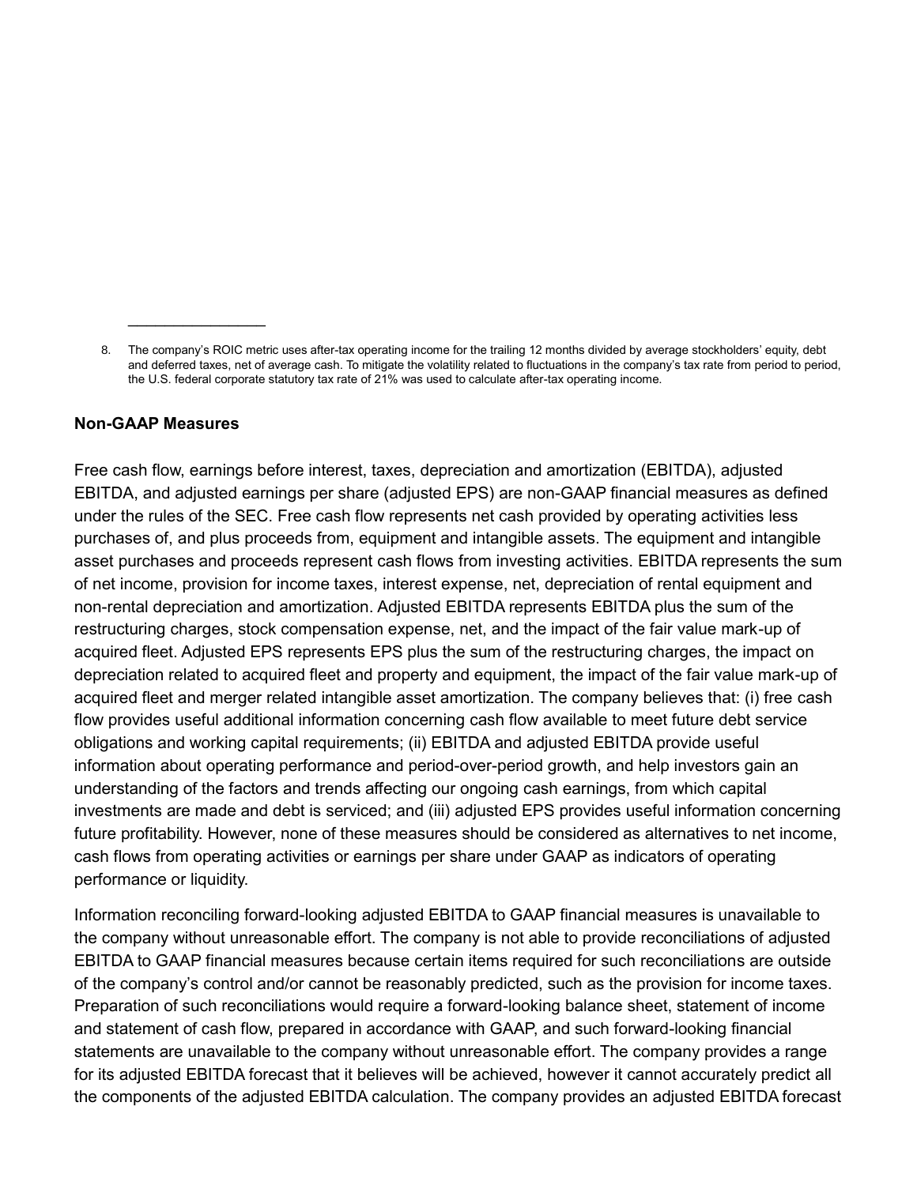---

8. The company's ROIC metric uses after-tax operating income for the trailing 12 months divided by average stockholders' equity, debt and deferred taxes, net of average cash. To mitigate the volatility related to fluctuations in the company's tax rate from period to period, the U.S. federal corporate statutory tax rate of 21% was used to calculate after-tax operating income.

**Non-GAAP Measures**

Free cash flow, earnings before interest, taxes, depreciation and amortization (EBITDA), adjusted EBITDA, and adjusted earnings per share (adjusted EPS) are non-GAAP financial measures as defined under the rules of the SEC. Free cash flow represents net cash provided by operating activities less purchases of, and plus proceeds from, equipment and intangible assets. The equipment and intangible asset purchases and proceeds represent cash flows from investing activities. EBITDA represents the sum of net income, provision for income taxes, interest expense, net, depreciation of rental equipment and non-rental depreciation and amortization. Adjusted EBITDA represents EBITDA plus the sum of the restructuring charges, stock compensation expense, net, and the impact of the fair value mark-up of acquired fleet. Adjusted EPS represents EPS plus the sum of the restructuring charges, the impact on depreciation related to acquired fleet and property and equipment, the impact of the fair value mark-up of acquired fleet and merger related intangible asset amortization. The company believes that: (i) free cash flow provides useful additional information concerning cash flow available to meet future debt service obligations and working capital requirements; (ii) EBITDA and adjusted EBITDA provide useful information about operating performance and period-over-period growth, and help investors gain an understanding of the factors and trends affecting our ongoing cash earnings, from which capital investments are made and debt is serviced; and (iii) adjusted EPS provides useful information concerning future profitability. However, none of these measures should be considered as alternatives to net income, cash flows from operating activities or earnings per share under GAAP as indicators of operating performance or liquidity.

Information reconciling forward-looking adjusted EBITDA to GAAP financial measures is unavailable to the company without unreasonable effort. The company is not able to provide reconciliations of adjusted EBITDA to GAAP financial measures because certain items required for such reconciliations are outside of the company's control and/or cannot be reasonably predicted, such as the provision for income taxes. Preparation of such reconciliations would require a forward-looking balance sheet, statement of income and statement of cash flow, prepared in accordance with GAAP, and such forward-looking financial statements are unavailable to the company without unreasonable effort. The company provides a range for its adjusted EBITDA forecast that it believes will be achieved, however it cannot accurately predict all the components of the adjusted EBITDA calculation. The company provides an adjusted EBITDA forecast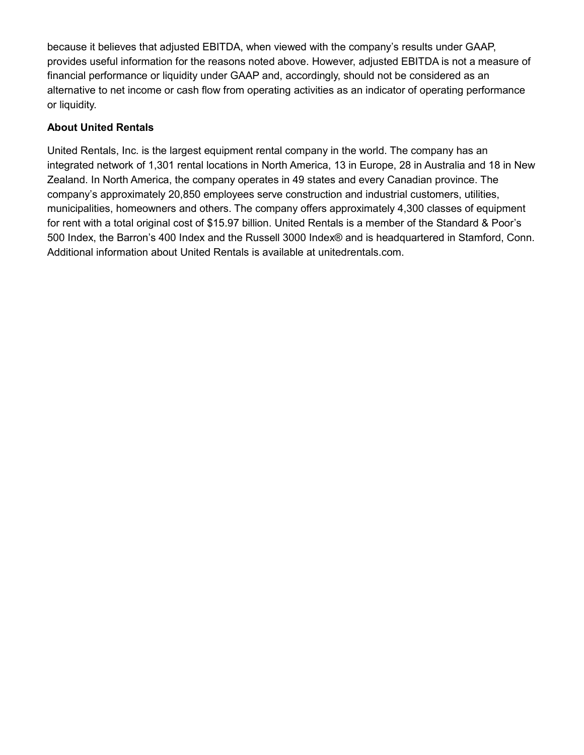because it believes that adjusted EBITDA, when viewed with the company's results under GAAP, provides useful information for the reasons noted above. However, adjusted EBITDA is not a measure of financial performance or liquidity under GAAP and, accordingly, should not be considered as an alternative to net income or cash flow from operating activities as an indicator of operating performance or liquidity.

**About United Rentals**

United Rentals, Inc. is the largest equipment rental company in the world. The company has an integrated network of 1,301 rental locations in North America, 13 in Europe, 28 in Australia and 18 in New Zealand. In North America, the company operates in 49 states and every Canadian province. The company's approximately 20,850 employees serve construction and industrial customers, utilities, municipalities, homeowners and others. The company offers approximately 4,300 classes of equipment for rent with a total original cost of $15.97 billion. United Rentals is a member of the Standard & Poor's 500 Index, the Barron's 400 Index and the Russell 3000 Index® and is headquartered in Stamford, Conn. Additional information about United Rentals is available at unitedrentals.com.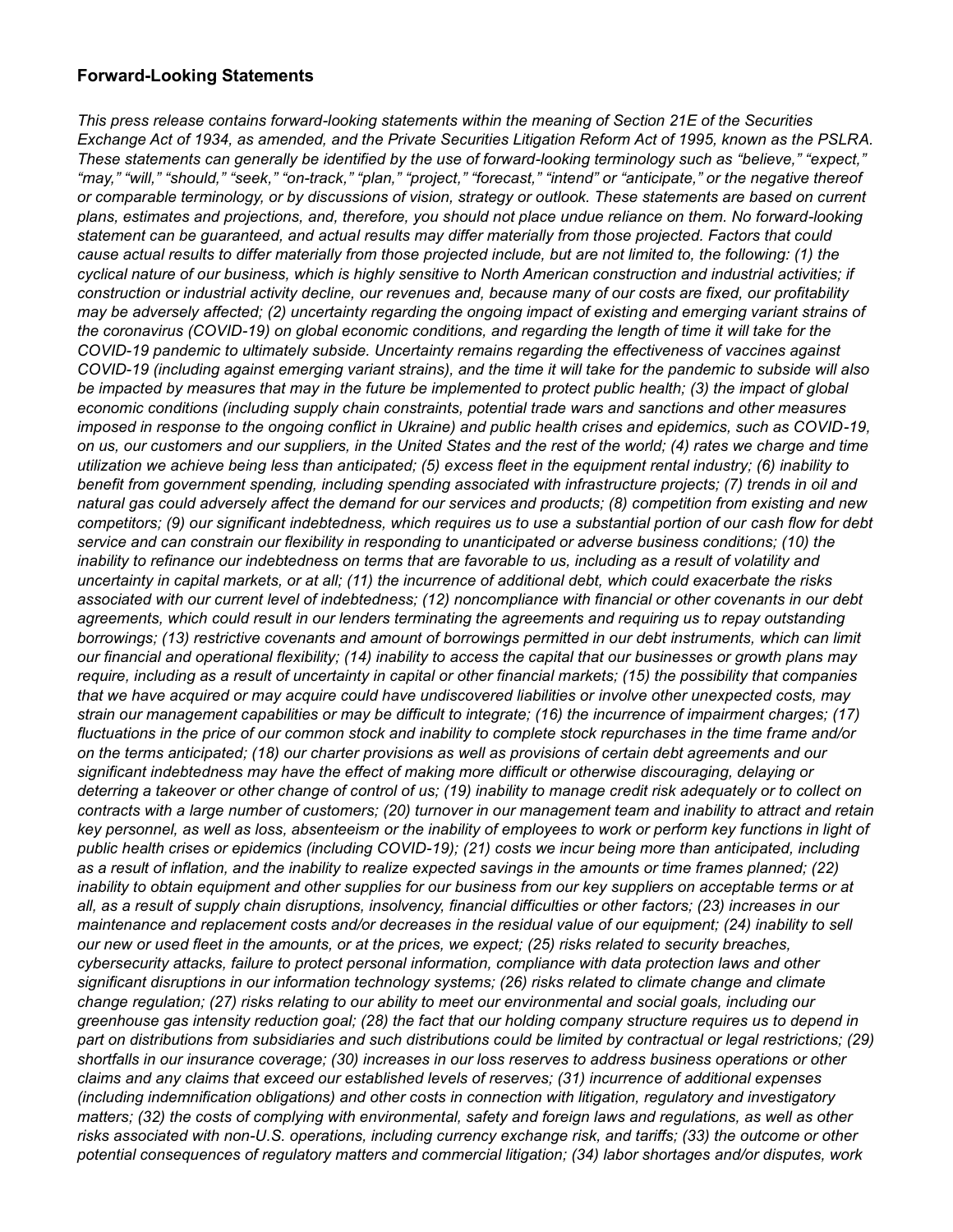## Forward-Looking Statements

*This press release contains forward-looking statements within the meaning of Section 21E of the Securities Exchange Act of 1934, as amended, and the Private Securities Litigation Reform Act of 1995, known as the PSLRA. These statements can generally be identified by the use of forward-looking terminology such as "believe," "expect," "may," "will," "should," "seek," "on-track," "plan," "project," "forecast," "intend" or "anticipate," or the negative thereof or comparable terminology, or by discussions of vision, strategy or outlook. These statements are based on current plans, estimates and projections, and, therefore, you should not place undue reliance on them. No forward-looking statement can be guaranteed, and actual results may differ materially from those projected. Factors that could cause actual results to differ materially from those projected include, but are not limited to, the following: (1) the cyclical nature of our business, which is highly sensitive to North American construction and industrial activities; if construction or industrial activity decline, our revenues and, because many of our costs are fixed, our profitability may be adversely affected; (2) uncertainty regarding the ongoing impact of existing and emerging variant strains of the coronavirus (COVID-19) on global economic conditions, and regarding the length of time it will take for the COVID-19 pandemic to ultimately subside. Uncertainty remains regarding the effectiveness of vaccines against COVID-19 (including against emerging variant strains), and the time it will take for the pandemic to subside will also be impacted by measures that may in the future be implemented to protect public health; (3) the impact of global economic conditions (including supply chain constraints, potential trade wars and sanctions and other measures imposed in response to the ongoing conflict in Ukraine) and public health crises and epidemics, such as COVID-19, on us, our customers and our suppliers, in the United States and the rest of the world; (4) rates we charge and time utilization we achieve being less than anticipated; (5) excess fleet in the equipment rental industry; (6) inability to benefit from government spending, including spending associated with infrastructure projects; (7) trends in oil and natural gas could adversely affect the demand for our services and products; (8) competition from existing and new competitors; (9) our significant indebtedness, which requires us to use a substantial portion of our cash flow for debt service and can constrain our flexibility in responding to unanticipated or adverse business conditions; (10) the inability to refinance our indebtedness on terms that are favorable to us, including as a result of volatility and uncertainty in capital markets, or at all; (11) the incurrence of additional debt, which could exacerbate the risks associated with our current level of indebtedness; (12) noncompliance with financial or other covenants in our debt agreements, which could result in our lenders terminating the agreements and requiring us to repay outstanding borrowings; (13) restrictive covenants and amount of borrowings permitted in our debt instruments, which can limit our financial and operational flexibility; (14) inability to access the capital that our businesses or growth plans may require, including as a result of uncertainty in capital or other financial markets; (15) the possibility that companies that we have acquired or may acquire could have undiscovered liabilities or involve other unexpected costs, may strain our management capabilities or may be difficult to integrate; (16) the incurrence of impairment charges; (17) fluctuations in the price of our common stock and inability to complete stock repurchases in the time frame and/or on the terms anticipated; (18) our charter provisions as well as provisions of certain debt agreements and our significant indebtedness may have the effect of making more difficult or otherwise discouraging, delaying or deterring a takeover or other change of control of us; (19) inability to manage credit risk adequately or to collect on contracts with a large number of customers; (20) turnover in our management team and inability to attract and retain key personnel, as well as loss, absenteeism or the inability of employees to work or perform key functions in light of public health crises or epidemics (including COVID-19); (21) costs we incur being more than anticipated, including as a result of inflation, and the inability to realize expected savings in the amounts or time frames planned; (22) inability to obtain equipment and other supplies for our business from our key suppliers on acceptable terms or at all, as a result of supply chain disruptions, insolvency, financial difficulties or other factors; (23) increases in our maintenance and replacement costs and/or decreases in the residual value of our equipment; (24) inability to sell our new or used fleet in the amounts, or at the prices, we expect; (25) risks related to security breaches, cybersecurity attacks, failure to protect personal information, compliance with data protection laws and other significant disruptions in our information technology systems; (26) risks related to climate change and climate change regulation; (27) risks relating to our ability to meet our environmental and social goals, including our greenhouse gas intensity reduction goal; (28) the fact that our holding company structure requires us to depend in part on distributions from subsidiaries and such distributions could be limited by contractual or legal restrictions; (29) shortfalls in our insurance coverage; (30) increases in our loss reserves to address business operations or other claims and any claims that exceed our established levels of reserves; (31) incurrence of additional expenses (including indemnification obligations) and other costs in connection with litigation, regulatory and investigatory matters; (32) the costs of complying with environmental, safety and foreign laws and regulations, as well as other risks associated with non-U.S. operations, including currency exchange risk, and tariffs; (33) the outcome or other potential consequences of regulatory matters and commercial litigation; (34) labor shortages and/or disputes, work*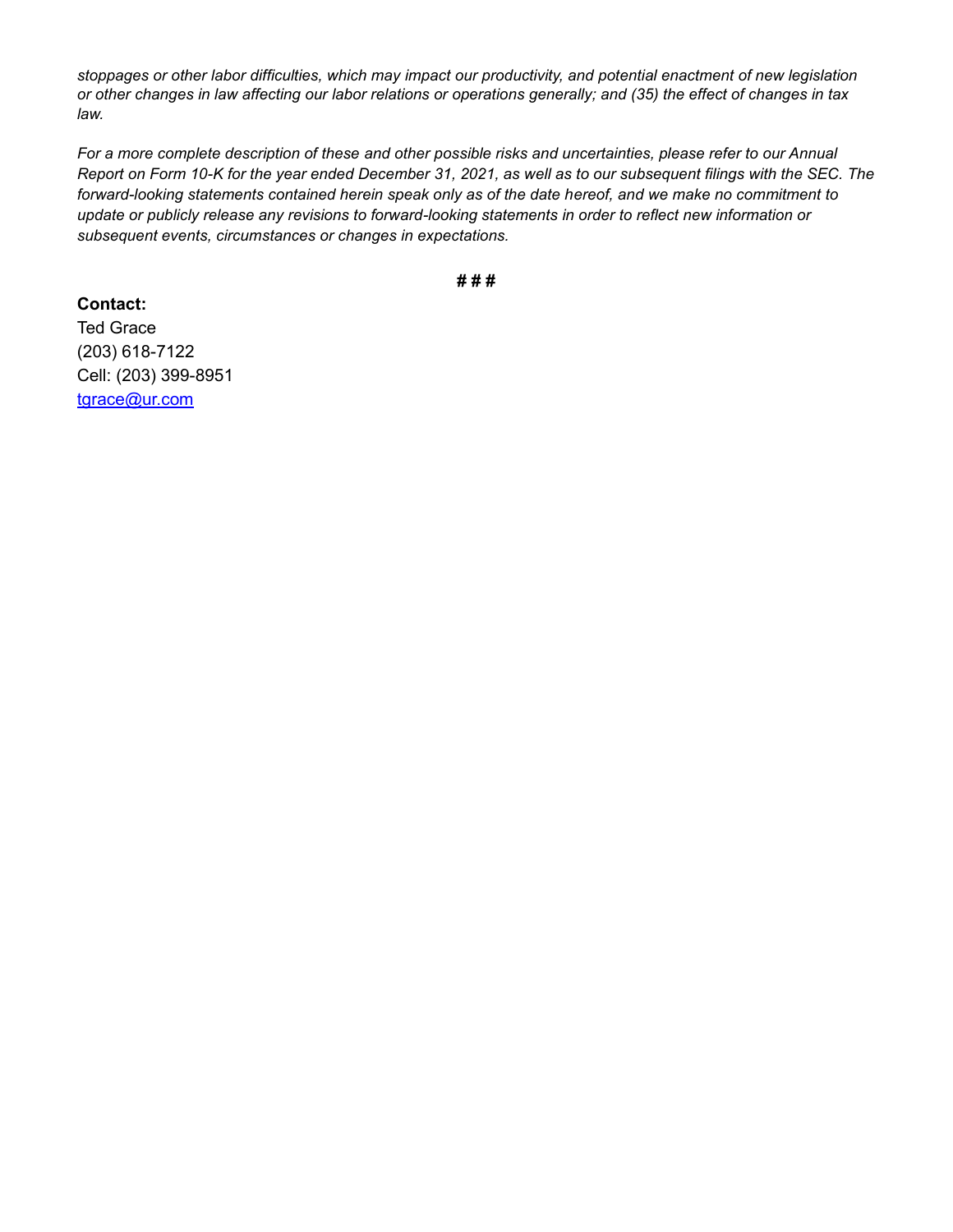*stoppages or other labor difficulties, which may impact our productivity, and potential enactment of new legislation or other changes in law affecting our labor relations or operations generally; and (35) the effect of changes in tax law.*

*For a more complete description of these and other possible risks and uncertainties, please refer to our Annual Report on Form 10-K for the year ended December 31, 2021, as well as to our subsequent filings with the SEC. The forward-looking statements contained herein speak only as of the date hereof, and we make no commitment to update or publicly release any revisions to forward-looking statements in order to reflect new information or subsequent events, circumstances or changes in expectations.*

**# # #**

**Contact:**
Ted Grace
(203) 618-7122
Cell: (203) 399-8951
tgrace@ur.com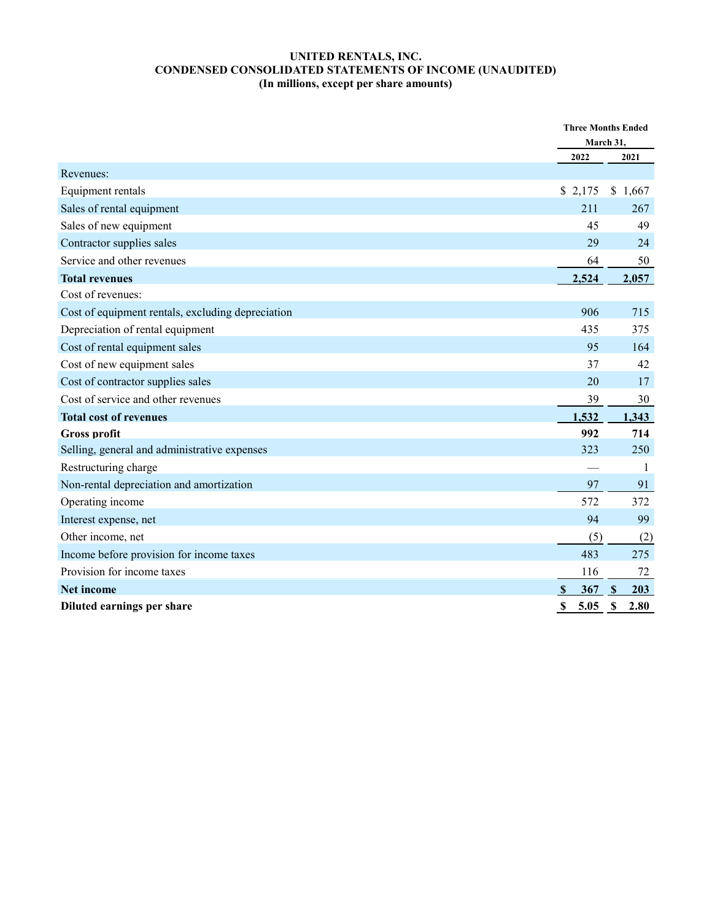**UNITED RENTALS, INC.**
**CONDENSED CONSOLIDATED STATEMENTS OF INCOME (UNAUDITED)**
**(In millions, except per share amounts)**

| | Three Months Ended March 31, | |
|---|---|---|
| | 2022 | 2021 |
| Revenues: | | |
| Equipment rentals | $ 2,175 | $ 1,667 |
| Sales of rental equipment | 211 | 267 |
| Sales of new equipment | 45 | 49 |
| Contractor supplies sales | 29 | 24 |
| Service and other revenues | 64 | 50 |
| **Total revenues** | **2,524** | **2,057** |
| Cost of revenues: | | |
| Cost of equipment rentals, excluding depreciation | 906 | 715 |
| Depreciation of rental equipment | 435 | 375 |
| Cost of rental equipment sales | 95 | 164 |
| Cost of new equipment sales | 37 | 42 |
| Cost of contractor supplies sales | 20 | 17 |
| Cost of service and other revenues | 39 | 30 |
| **Total cost of revenues** | **1,532** | **1,343** |
| **Gross profit** | **992** | **714** |
| Selling, general and administrative expenses | 323 | 250 |
| Restructuring charge | — | 1 |
| Non-rental depreciation and amortization | 97 | 91 |
| Operating income | 572 | 372 |
| Interest expense, net | 94 | 99 |
| Other income, net | (5) | (2) |
| Income before provision for income taxes | 483 | 275 |
| Provision for income taxes | 116 | 72 |
| **Net income** | **$ 367** | **$ 203** |
| **Diluted earnings per share** | **$ 5.05** | **$ 2.80** |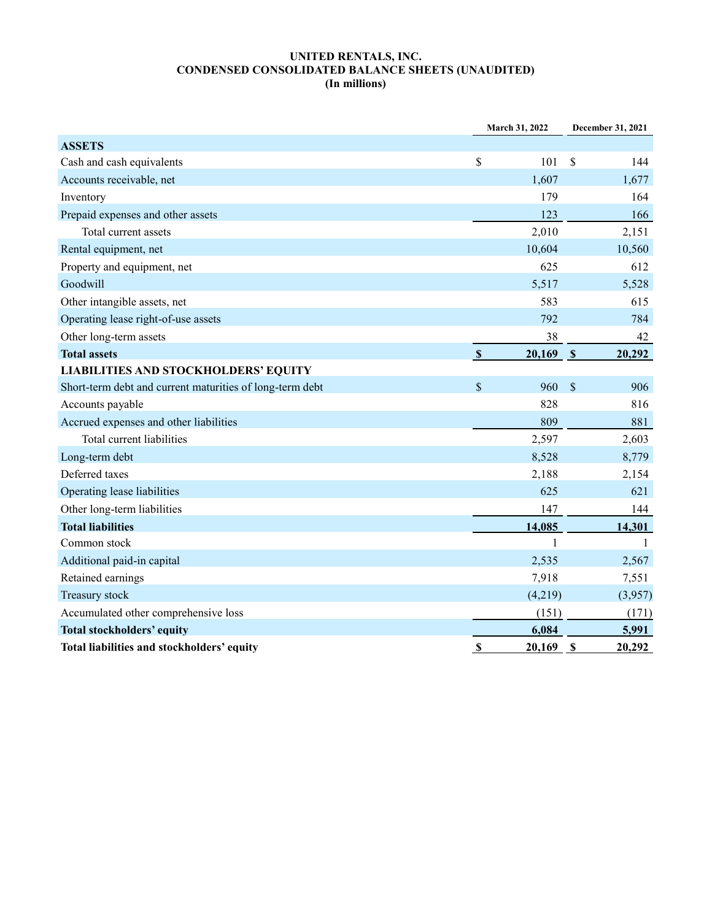# UNITED RENTALS, INC.
## CONDENSED CONSOLIDATED BALANCE SHEETS (UNAUDITED)
### (In millions)

| | March 31, 2022 | December 31, 2021 |
|---|---|---|
| **ASSETS** | | |
| Cash and cash equivalents | $ 101 | $ 144 |
| Accounts receivable, net | 1,607 | 1,677 |
| Inventory | 179 | 164 |
| Prepaid expenses and other assets | 123 | 166 |
| Total current assets | 2,010 | 2,151 |
| Rental equipment, net | 10,604 | 10,560 |
| Property and equipment, net | 625 | 612 |
| Goodwill | 5,517 | 5,528 |
| Other intangible assets, net | 583 | 615 |
| Operating lease right-of-use assets | 792 | 784 |
| Other long-term assets | 38 | 42 |
| **Total assets** | **$ 20,169** | **$ 20,292** |
| **LIABILITIES AND STOCKHOLDERS' EQUITY** | | |
| Short-term debt and current maturities of long-term debt | $ 960 | $ 906 |
| Accounts payable | 828 | 816 |
| Accrued expenses and other liabilities | 809 | 881 |
| Total current liabilities | 2,597 | 2,603 |
| Long-term debt | 8,528 | 8,779 |
| Deferred taxes | 2,188 | 2,154 |
| Operating lease liabilities | 625 | 621 |
| Other long-term liabilities | 147 | 144 |
| **Total liabilities** | **14,085** | **14,301** |
| Common stock | 1 | 1 |
| Additional paid-in capital | 2,535 | 2,567 |
| Retained earnings | 7,918 | 7,551 |
| Treasury stock | (4,219) | (3,957) |
| Accumulated other comprehensive loss | (151) | (171) |
| **Total stockholders' equity** | **6,084** | **5,991** |
| **Total liabilities and stockholders' equity** | **$ 20,169** | **$ 20,292** |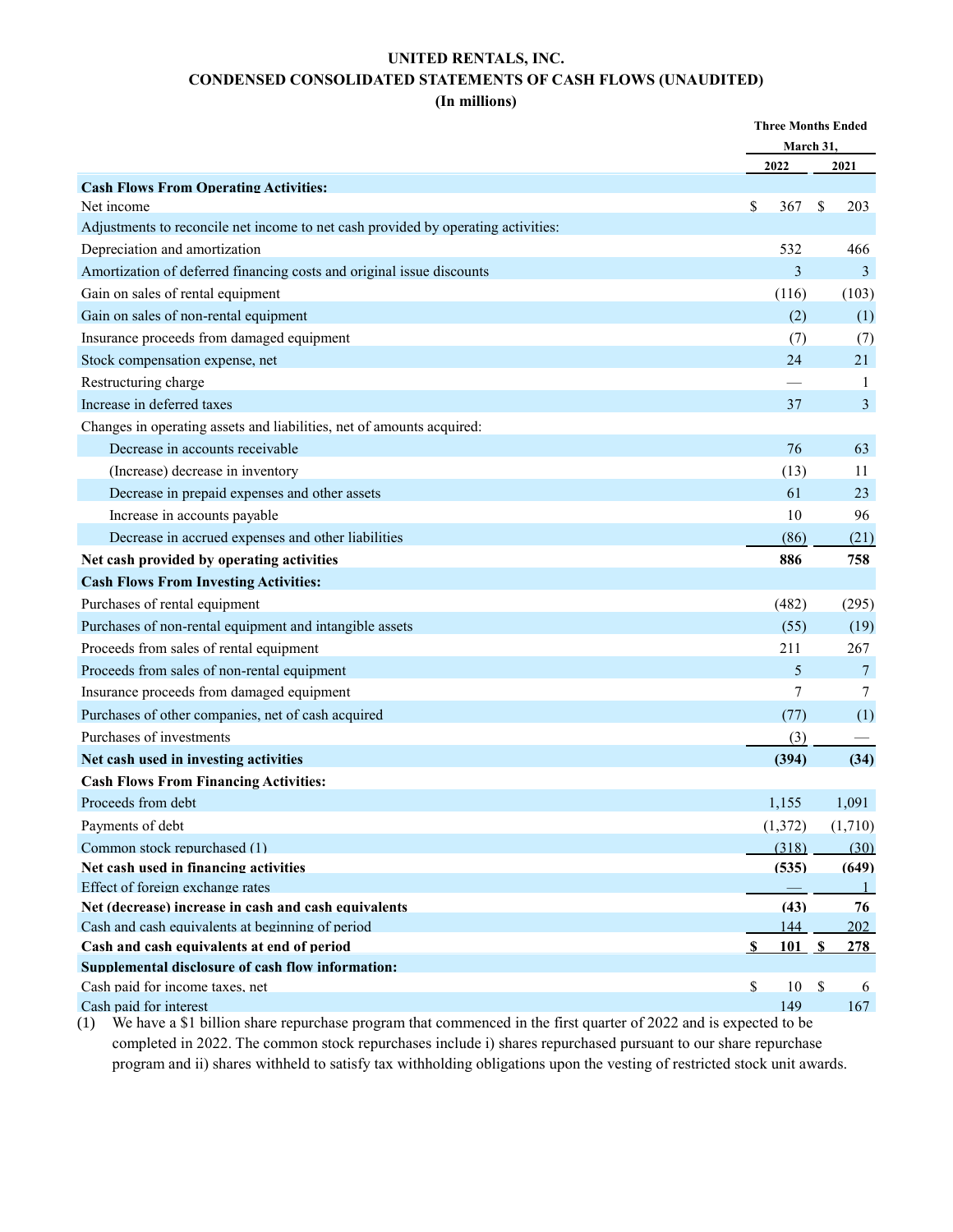# UNITED RENTALS, INC.

## CONDENSED CONSOLIDATED STATEMENTS OF CASH FLOWS (UNAUDITED)

### (In millions)

| | Three Months Ended March 31, | |
|---|---|---|
| | 2022 | 2021 |
| **Cash Flows From Operating Activities:** | | |
| Net income | $ 367 | $ 203 |
| Adjustments to reconcile net income to net cash provided by operating activities: | | |
| Depreciation and amortization | 532 | 466 |
| Amortization of deferred financing costs and original issue discounts | 3 | 3 |
| Gain on sales of rental equipment | (116) | (103) |
| Gain on sales of non-rental equipment | (2) | (1) |
| Insurance proceeds from damaged equipment | (7) | (7) |
| Stock compensation expense, net | 24 | 21 |
| Restructuring charge | — | 1 |
| Increase in deferred taxes | 37 | 3 |
| Changes in operating assets and liabilities, net of amounts acquired: | | |
| Decrease in accounts receivable | 76 | 63 |
| (Increase) decrease in inventory | (13) | 11 |
| Decrease in prepaid expenses and other assets | 61 | 23 |
| Increase in accounts payable | 10 | 96 |
| Decrease in accrued expenses and other liabilities | (86) | (21) |
| **Net cash provided by operating activities** | **886** | **758** |
| **Cash Flows From Investing Activities:** | | |
| Purchases of rental equipment | (482) | (295) |
| Purchases of non-rental equipment and intangible assets | (55) | (19) |
| Proceeds from sales of rental equipment | 211 | 267 |
| Proceeds from sales of non-rental equipment | 5 | 7 |
| Insurance proceeds from damaged equipment | 7 | 7 |
| Purchases of other companies, net of cash acquired | (77) | (1) |
| Purchases of investments | (3) | — |
| **Net cash used in investing activities** | **(394)** | **(34)** |
| **Cash Flows From Financing Activities:** | | |
| Proceeds from debt | 1,155 | 1,091 |
| Payments of debt | (1,372) | (1,710) |
| Common stock repurchased (1) | (318) | (30) |
| **Net cash used in financing activities** | **(535)** | **(649)** |
| Effect of foreign exchange rates | — | 1 |
| **Net (decrease) increase in cash and cash equivalents** | **(43)** | **76** |
| Cash and cash equivalents at beginning of period | 144 | 202 |
| **Cash and cash equivalents at end of period** | **$ 101** | **$ 278** |
| **Supplemental disclosure of cash flow information:** | | |
| Cash paid for income taxes, net | $ 10 | $ 6 |
| Cash paid for interest | 149 | 167 |

(1) We have a $1 billion share repurchase program that commenced in the first quarter of 2022 and is expected to be completed in 2022. The common stock repurchases include i) shares repurchased pursuant to our share repurchase program and ii) shares withheld to satisfy tax withholding obligations upon the vesting of restricted stock unit awards.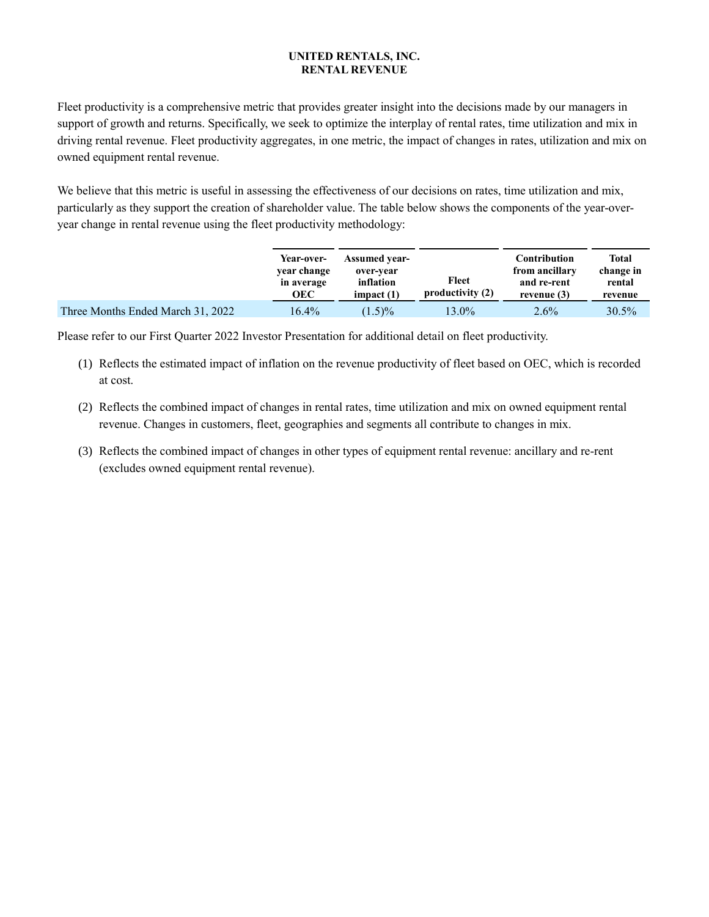# UNITED RENTALS, INC.
## RENTAL REVENUE

Fleet productivity is a comprehensive metric that provides greater insight into the decisions made by our managers in support of growth and returns. Specifically, we seek to optimize the interplay of rental rates, time utilization and mix in driving rental revenue. Fleet productivity aggregates, in one metric, the impact of changes in rates, utilization and mix on owned equipment rental revenue.

We believe that this metric is useful in assessing the effectiveness of our decisions on rates, time utilization and mix, particularly as they support the creation of shareholder value. The table below shows the components of the year-over-year change in rental revenue using the fleet productivity methodology:

| | Year-over-year change in average OEC | Assumed year-over-year inflation impact (1) | Fleet productivity (2) | Contribution from ancillary and re-rent revenue (3) | Total change in rental revenue |
|---|---|---|---|---|---|
| Three Months Ended March 31, 2022 | 16.4% | (1.5)% | 13.0% | 2.6% | 30.5% |

Please refer to our First Quarter 2022 Investor Presentation for additional detail on fleet productivity.

(1) Reflects the estimated impact of inflation on the revenue productivity of fleet based on OEC, which is recorded at cost.

(2) Reflects the combined impact of changes in rental rates, time utilization and mix on owned equipment rental revenue. Changes in customers, fleet, geographies and segments all contribute to changes in mix.

(3) Reflects the combined impact of changes in other types of equipment rental revenue: ancillary and re-rent (excludes owned equipment rental revenue).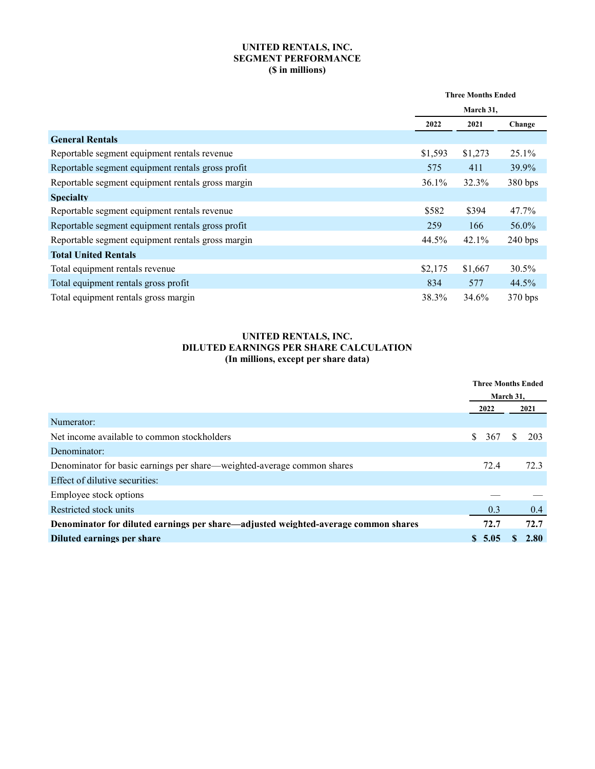# UNITED RENTALS, INC.
## SEGMENT PERFORMANCE
### ($ in millions)

| | Three Months Ended March 31, | | |
|---|---|---|---|
| | 2022 | 2021 | Change |
| **General Rentals** | | | |
| Reportable segment equipment rentals revenue | $1,593 | $1,273 | 25.1% |
| Reportable segment equipment rentals gross profit | 575 | 411 | 39.9% |
| Reportable segment equipment rentals gross margin | 36.1% | 32.3% | 380 bps |
| **Specialty** | | | |
| Reportable segment equipment rentals revenue | $582 | $394 | 47.7% |
| Reportable segment equipment rentals gross profit | 259 | 166 | 56.0% |
| Reportable segment equipment rentals gross margin | 44.5% | 42.1% | 240 bps |
| **Total United Rentals** | | | |
| Total equipment rentals revenue | $2,175 | $1,667 | 30.5% |
| Total equipment rentals gross profit | 834 | 577 | 44.5% |
| Total equipment rentals gross margin | 38.3% | 34.6% | 370 bps |

# UNITED RENTALS, INC.
## DILUTED EARNINGS PER SHARE CALCULATION
### (In millions, except per share data)

| | Three Months Ended March 31, | |
|---|---|---|
| | 2022 | 2021 |
| Numerator: | | |
| Net income available to common stockholders | $ 367 | $ 203 |
| Denominator: | | |
| Denominator for basic earnings per share—weighted-average common shares | 72.4 | 72.3 |
| Effect of dilutive securities: | | |
| Employee stock options | — | — |
| Restricted stock units | 0.3 | 0.4 |
| **Denominator for diluted earnings per share—adjusted weighted-average common shares** | **72.7** | **72.7** |
| **Diluted earnings per share** | **$ 5.05** | **$ 2.80** |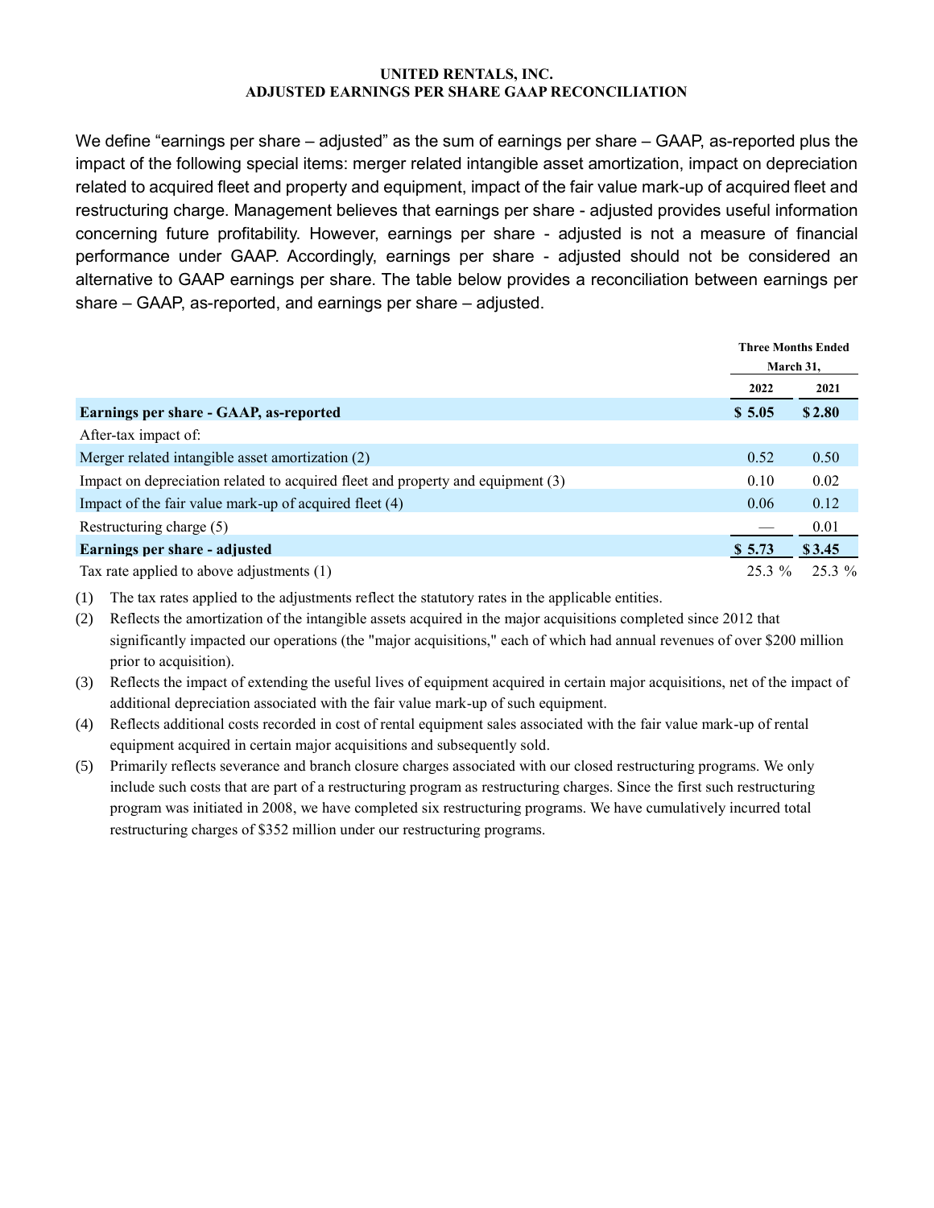**UNITED RENTALS, INC.**
**ADJUSTED EARNINGS PER SHARE GAAP RECONCILIATION**

We define "earnings per share – adjusted" as the sum of earnings per share – GAAP, as-reported plus the impact of the following special items: merger related intangible asset amortization, impact on depreciation related to acquired fleet and property and equipment, impact of the fair value mark-up of acquired fleet and restructuring charge. Management believes that earnings per share - adjusted provides useful information concerning future profitability. However, earnings per share - adjusted is not a measure of financial performance under GAAP. Accordingly, earnings per share - adjusted should not be considered an alternative to GAAP earnings per share. The table below provides a reconciliation between earnings per share – GAAP, as-reported, and earnings per share – adjusted.

| | Three Months Ended March 31, | |
|---|---|---|
| | 2022 | 2021 |
| **Earnings per share - GAAP, as-reported** | **$ 5.05** | **$ 2.80** |
| After-tax impact of: | | |
| Merger related intangible asset amortization (2) | 0.52 | 0.50 |
| Impact on depreciation related to acquired fleet and property and equipment (3) | 0.10 | 0.02 |
| Impact of the fair value mark-up of acquired fleet (4) | 0.06 | 0.12 |
| Restructuring charge (5) | — | 0.01 |
| **Earnings per share - adjusted** | **$ 5.73** | **$ 3.45** |
| Tax rate applied to above adjustments (1) | 25.3 % | 25.3 % |

(1) The tax rates applied to the adjustments reflect the statutory rates in the applicable entities.

(2) Reflects the amortization of the intangible assets acquired in the major acquisitions completed since 2012 that significantly impacted our operations (the "major acquisitions," each of which had annual revenues of over $200 million prior to acquisition).

(3) Reflects the impact of extending the useful lives of equipment acquired in certain major acquisitions, net of the impact of additional depreciation associated with the fair value mark-up of such equipment.

(4) Reflects additional costs recorded in cost of rental equipment sales associated with the fair value mark-up of rental equipment acquired in certain major acquisitions and subsequently sold.

(5) Primarily reflects severance and branch closure charges associated with our closed restructuring programs. We only include such costs that are part of a restructuring program as restructuring charges. Since the first such restructuring program was initiated in 2008, we have completed six restructuring programs. We have cumulatively incurred total restructuring charges of $352 million under our restructuring programs.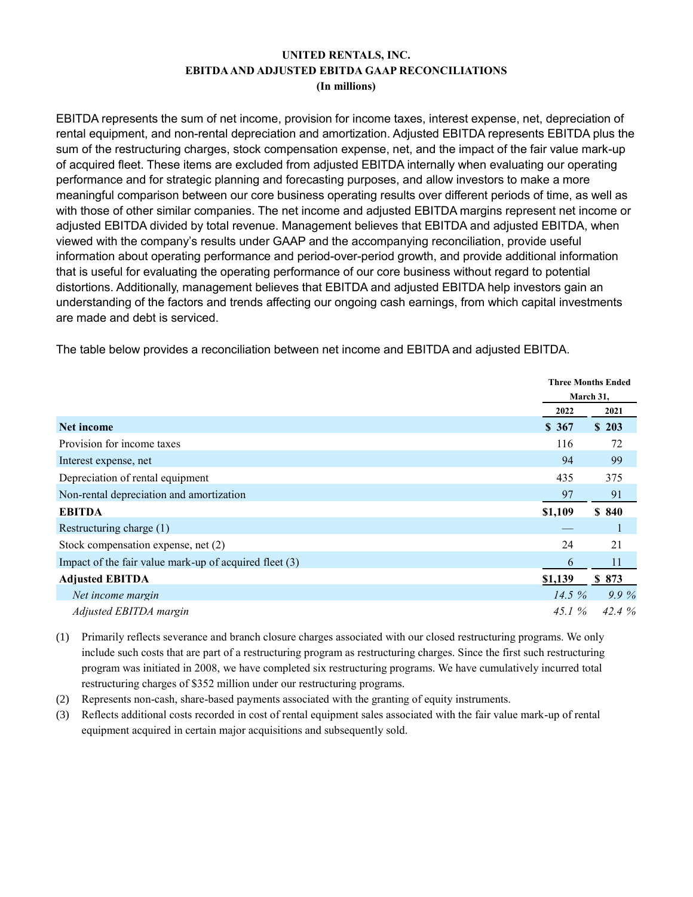# UNITED RENTALS, INC.
## EBITDA AND ADJUSTED EBITDA GAAP RECONCILIATIONS
### (In millions)

EBITDA represents the sum of net income, provision for income taxes, interest expense, net, depreciation of rental equipment, and non-rental depreciation and amortization. Adjusted EBITDA represents EBITDA plus the sum of the restructuring charges, stock compensation expense, net, and the impact of the fair value mark-up of acquired fleet. These items are excluded from adjusted EBITDA internally when evaluating our operating performance and for strategic planning and forecasting purposes, and allow investors to make a more meaningful comparison between our core business operating results over different periods of time, as well as with those of other similar companies. The net income and adjusted EBITDA margins represent net income or adjusted EBITDA divided by total revenue. Management believes that EBITDA and adjusted EBITDA, when viewed with the company's results under GAAP and the accompanying reconciliation, provide useful information about operating performance and period-over-period growth, and provide additional information that is useful for evaluating the operating performance of our core business without regard to potential distortions. Additionally, management believes that EBITDA and adjusted EBITDA help investors gain an understanding of the factors and trends affecting our ongoing cash earnings, from which capital investments are made and debt is serviced.

The table below provides a reconciliation between net income and EBITDA and adjusted EBITDA.

| | Three Months Ended March 31, | |
|---|---|---|
| | 2022 | 2021 |
| **Net income** | **$ 367** | **$ 203** |
| Provision for income taxes | 116 | 72 |
| Interest expense, net | 94 | 99 |
| Depreciation of rental equipment | 435 | 375 |
| Non-rental depreciation and amortization | 97 | 91 |
| **EBITDA** | **$1,109** | **$ 840** |
| Restructuring charge (1) | — | 1 |
| Stock compensation expense, net (2) | 24 | 21 |
| Impact of the fair value mark-up of acquired fleet (3) | 6 | 11 |
| **Adjusted EBITDA** | **$1,139** | **$ 873** |
| *Net income margin* | *14.5 %* | *9.9 %* |
| *Adjusted EBITDA margin* | *45.1 %* | *42.4 %* |

(1) Primarily reflects severance and branch closure charges associated with our closed restructuring programs. We only include such costs that are part of a restructuring program as restructuring charges. Since the first such restructuring program was initiated in 2008, we have completed six restructuring programs. We have cumulatively incurred total restructuring charges of $352 million under our restructuring programs.

(2) Represents non-cash, share-based payments associated with the granting of equity instruments.

(3) Reflects additional costs recorded in cost of rental equipment sales associated with the fair value mark-up of rental equipment acquired in certain major acquisitions and subsequently sold.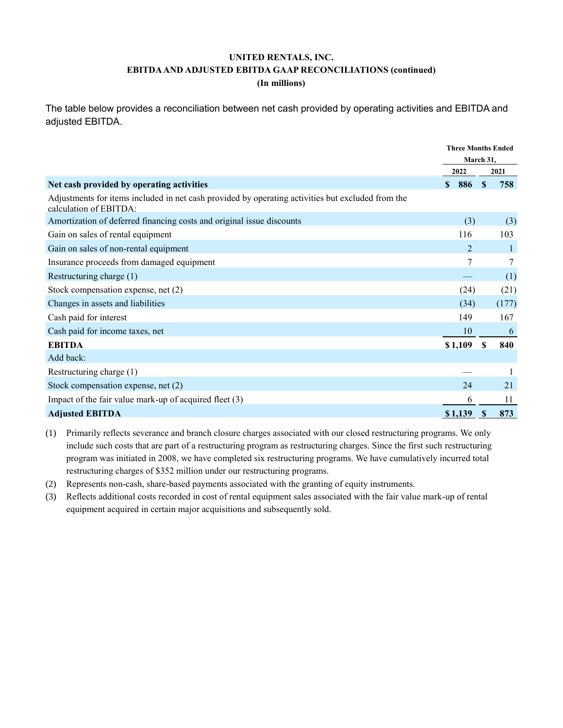**UNITED RENTALS, INC.**
**EBITDA AND ADJUSTED EBITDA GAAP RECONCILIATIONS (continued)**
**(In millions)**

The table below provides a reconciliation between net cash provided by operating activities and EBITDA and adjusted EBITDA.

| | Three Months Ended March 31, | |
|---|---|---|
| | 2022 | 2021 |
| **Net cash provided by operating activities** | **$ 886** | **$ 758** |
| Adjustments for items included in net cash provided by operating activities but excluded from the calculation of EBITDA: | | |
| Amortization of deferred financing costs and original issue discounts | (3) | (3) |
| Gain on sales of rental equipment | 116 | 103 |
| Gain on sales of non-rental equipment | 2 | 1 |
| Insurance proceeds from damaged equipment | 7 | 7 |
| Restructuring charge (1) | — | (1) |
| Stock compensation expense, net (2) | (24) | (21) |
| Changes in assets and liabilities | (34) | (177) |
| Cash paid for interest | 149 | 167 |
| Cash paid for income taxes, net | 10 | 6 |
| **EBITDA** | **$ 1,109** | **$ 840** |
| Add back: | | |
| Restructuring charge (1) | — | 1 |
| Stock compensation expense, net (2) | 24 | 21 |
| Impact of the fair value mark-up of acquired fleet (3) | 6 | 11 |
| **Adjusted EBITDA** | **$ 1,139** | **$ 873** |

(1) Primarily reflects severance and branch closure charges associated with our closed restructuring programs. We only include such costs that are part of a restructuring program as restructuring charges. Since the first such restructuring program was initiated in 2008, we have completed six restructuring programs. We have cumulatively incurred total restructuring charges of $352 million under our restructuring programs.

(2) Represents non-cash, share-based payments associated with the granting of equity instruments.

(3) Reflects additional costs recorded in cost of rental equipment sales associated with the fair value mark-up of rental equipment acquired in certain major acquisitions and subsequently sold.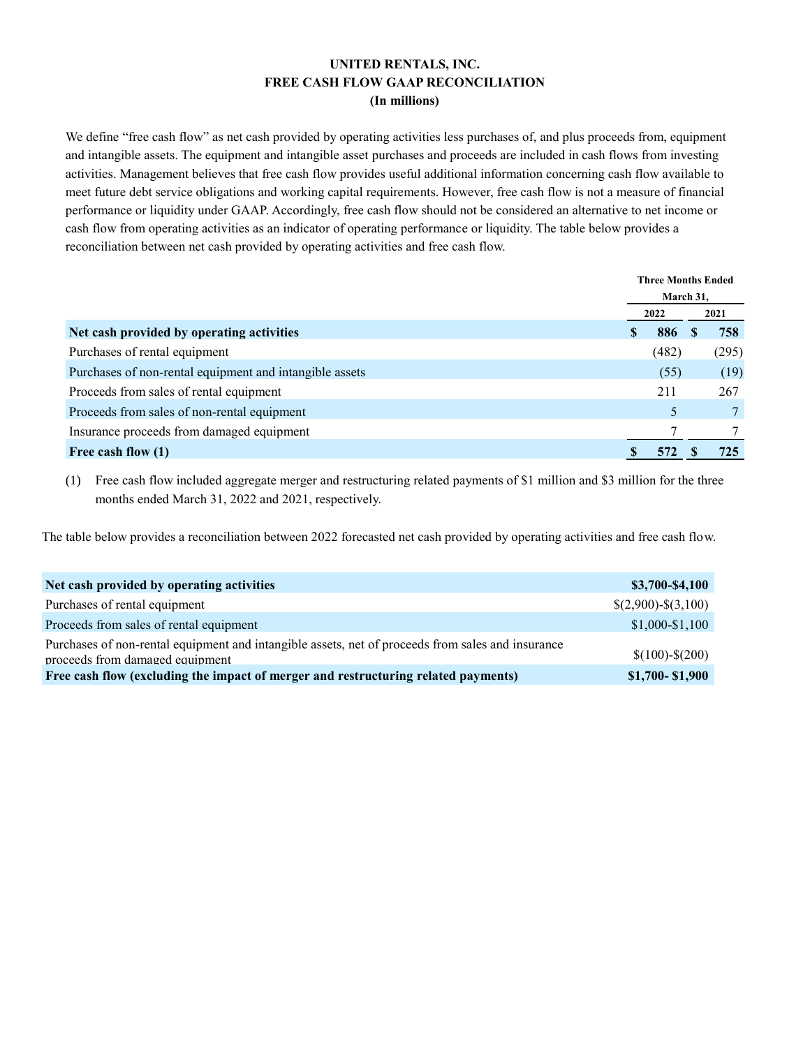# UNITED RENTALS, INC.
## FREE CASH FLOW GAAP RECONCILIATION
### (In millions)

We define "free cash flow" as net cash provided by operating activities less purchases of, and plus proceeds from, equipment and intangible assets. The equipment and intangible asset purchases and proceeds are included in cash flows from investing activities. Management believes that free cash flow provides useful additional information concerning cash flow available to meet future debt service obligations and working capital requirements. However, free cash flow is not a measure of financial performance or liquidity under GAAP. Accordingly, free cash flow should not be considered an alternative to net income or cash flow from operating activities as an indicator of operating performance or liquidity. The table below provides a reconciliation between net cash provided by operating activities and free cash flow.

| | Three Months Ended March 31, | |
|---|---|---|
| | 2022 | 2021 |
| **Net cash provided by operating activities** | **$ 886** | **$ 758** |
| Purchases of rental equipment | (482) | (295) |
| Purchases of non-rental equipment and intangible assets | (55) | (19) |
| Proceeds from sales of rental equipment | 211 | 267 |
| Proceeds from sales of non-rental equipment | 5 | 7 |
| Insurance proceeds from damaged equipment | 7 | 7 |
| **Free cash flow (1)** | **$ 572** | **$ 725** |

(1) Free cash flow included aggregate merger and restructuring related payments of $1 million and $3 million for the three months ended March 31, 2022 and 2021, respectively.

The table below provides a reconciliation between 2022 forecasted net cash provided by operating activities and free cash flow.

| | |
|---|---|
| **Net cash provided by operating activities** | **$3,700-$4,100** |
| Purchases of rental equipment | $(2,900)-$(3,100) |
| Proceeds from sales of rental equipment | $1,000-$1,100 |
| Purchases of non-rental equipment and intangible assets, net of proceeds from sales and insurance proceeds from damaged equipment | $(100)-$(200) |
| **Free cash flow (excluding the impact of merger and restructuring related payments)** | **$1,700- $1,900** |